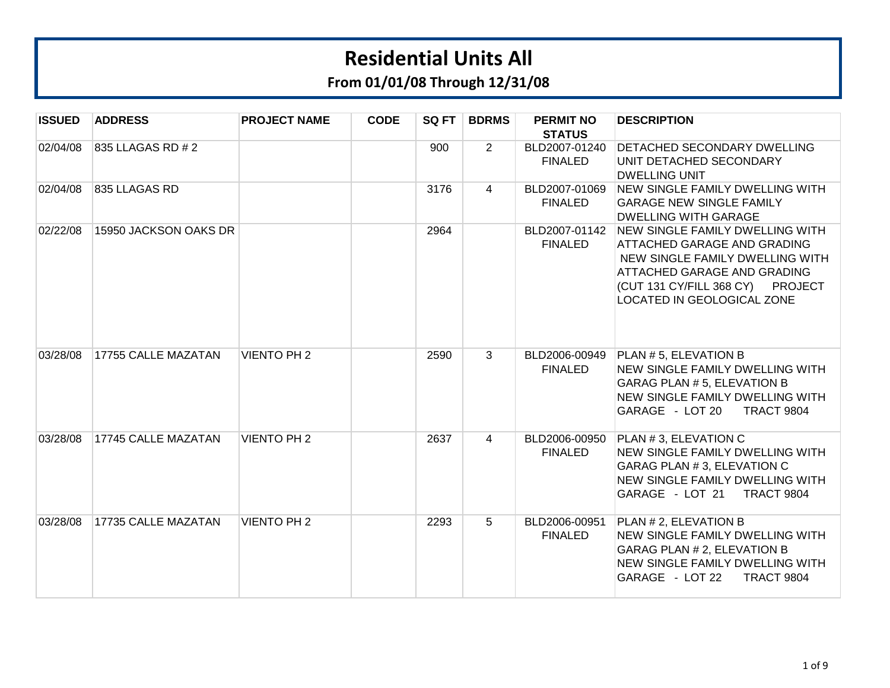# Residential Units All

## From 01/01/08 Through 12/31/08

| ISSUED | ADDRESS | PROJECT NAME | CODE | SQ FT | BDRMS | PERMIT NO STATUS | DESCRIPTION |
|---|---|---|---|---|---|---|---|
| 02/04/08 | 835 LLAGAS RD # 2 | | | 900 | 2 | BLD2007-01240 FINALED | DETACHED SECONDARY DWELLING UNIT DETACHED SECONDARY DWELLING UNIT |
| 02/04/08 | 835 LLAGAS RD | | | 3176 | 4 | BLD2007-01069 FINALED | NEW SINGLE FAMILY DWELLING WITH GARAGE NEW SINGLE FAMILY DWELLING WITH GARAGE |
| 02/22/08 | 15950 JACKSON OAKS DR | | | 2964 | | BLD2007-01142 FINALED | NEW SINGLE FAMILY DWELLING WITH ATTACHED GARAGE AND GRADING NEW SINGLE FAMILY DWELLING WITH ATTACHED GARAGE AND GRADING (CUT 131 CY/FILL 368 CY) PROJECT LOCATED IN GEOLOGICAL ZONE |
| 03/28/08 | 17755 CALLE MAZATAN | VIENTO PH 2 | | 2590 | 3 | BLD2006-00949 FINALED | PLAN # 5, ELEVATION B NEW SINGLE FAMILY DWELLING WITH GARAG PLAN # 5, ELEVATION B NEW SINGLE FAMILY DWELLING WITH GARAGE - LOT 20 TRACT 9804 |
| 03/28/08 | 17745 CALLE MAZATAN | VIENTO PH 2 | | 2637 | 4 | BLD2006-00950 FINALED | PLAN # 3, ELEVATION C NEW SINGLE FAMILY DWELLING WITH GARAG PLAN # 3, ELEVATION C NEW SINGLE FAMILY DWELLING WITH GARAGE - LOT 21 TRACT 9804 |
| 03/28/08 | 17735 CALLE MAZATAN | VIENTO PH 2 | | 2293 | 5 | BLD2006-00951 FINALED | PLAN # 2, ELEVATION B NEW SINGLE FAMILY DWELLING WITH GARAG PLAN # 2, ELEVATION B NEW SINGLE FAMILY DWELLING WITH GARAGE - LOT 22 TRACT 9804 |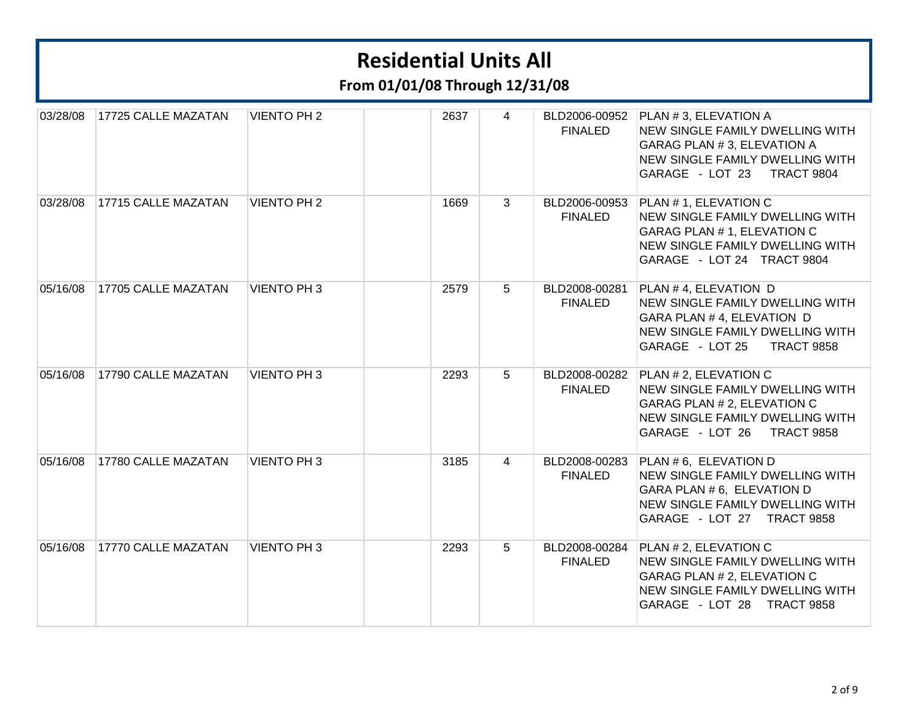# Residential Units All

## From 01/01/08 Through 12/31/08

| | | | | | | | |
|---|---|---|---|---|---|---|---|
| 03/28/08 | 17725 CALLE MAZATAN | VIENTO PH 2 | | 2637 | 4 | BLD2006-00952 FINALED | PLAN # 3, ELEVATION A NEW SINGLE FAMILY DWELLING WITH GARAG PLAN # 3, ELEVATION A NEW SINGLE FAMILY DWELLING WITH GARAGE - LOT 23 TRACT 9804 |
| 03/28/08 | 17715 CALLE MAZATAN | VIENTO PH 2 | | 1669 | 3 | BLD2006-00953 FINALED | PLAN # 1, ELEVATION C NEW SINGLE FAMILY DWELLING WITH GARAG PLAN # 1, ELEVATION C NEW SINGLE FAMILY DWELLING WITH GARAGE - LOT 24 TRACT 9804 |
| 05/16/08 | 17705 CALLE MAZATAN | VIENTO PH 3 | | 2579 | 5 | BLD2008-00281 FINALED | PLAN # 4, ELEVATION D NEW SINGLE FAMILY DWELLING WITH GARA PLAN # 4, ELEVATION D NEW SINGLE FAMILY DWELLING WITH GARAGE - LOT 25 TRACT 9858 |
| 05/16/08 | 17790 CALLE MAZATAN | VIENTO PH 3 | | 2293 | 5 | BLD2008-00282 FINALED | PLAN # 2, ELEVATION C NEW SINGLE FAMILY DWELLING WITH GARAG PLAN # 2, ELEVATION C NEW SINGLE FAMILY DWELLING WITH GARAGE - LOT 26 TRACT 9858 |
| 05/16/08 | 17780 CALLE MAZATAN | VIENTO PH 3 | | 3185 | 4 | BLD2008-00283 FINALED | PLAN # 6, ELEVATION D NEW SINGLE FAMILY DWELLING WITH GARA PLAN # 6, ELEVATION D NEW SINGLE FAMILY DWELLING WITH GARAGE - LOT 27 TRACT 9858 |
| 05/16/08 | 17770 CALLE MAZATAN | VIENTO PH 3 | | 2293 | 5 | BLD2008-00284 FINALED | PLAN # 2, ELEVATION C NEW SINGLE FAMILY DWELLING WITH GARAG PLAN # 2, ELEVATION C NEW SINGLE FAMILY DWELLING WITH GARAGE - LOT 28 TRACT 9858 |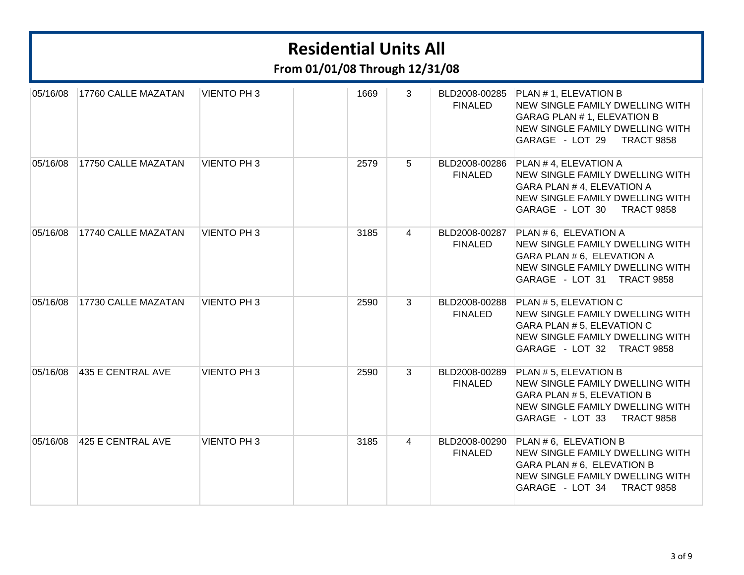# Residential Units All

## From 01/01/08 Through 12/31/08

| | | | | | | | |
|---|---|---|---|---|---|---|---|
| 05/16/08 | 17760 CALLE MAZATAN | VIENTO PH 3 | | 1669 | 3 | BLD2008-00285 FINALED | PLAN # 1, ELEVATION B NEW SINGLE FAMILY DWELLING WITH GARAG PLAN # 1, ELEVATION B NEW SINGLE FAMILY DWELLING WITH GARAGE - LOT 29 TRACT 9858 |
| 05/16/08 | 17750 CALLE MAZATAN | VIENTO PH 3 | | 2579 | 5 | BLD2008-00286 FINALED | PLAN # 4, ELEVATION A NEW SINGLE FAMILY DWELLING WITH GARA PLAN # 4, ELEVATION A NEW SINGLE FAMILY DWELLING WITH GARAGE - LOT 30 TRACT 9858 |
| 05/16/08 | 17740 CALLE MAZATAN | VIENTO PH 3 | | 3185 | 4 | BLD2008-00287 FINALED | PLAN # 6, ELEVATION A NEW SINGLE FAMILY DWELLING WITH GARA PLAN # 6, ELEVATION A NEW SINGLE FAMILY DWELLING WITH GARAGE - LOT 31 TRACT 9858 |
| 05/16/08 | 17730 CALLE MAZATAN | VIENTO PH 3 | | 2590 | 3 | BLD2008-00288 FINALED | PLAN # 5, ELEVATION C NEW SINGLE FAMILY DWELLING WITH GARA PLAN # 5, ELEVATION C NEW SINGLE FAMILY DWELLING WITH GARAGE - LOT 32 TRACT 9858 |
| 05/16/08 | 435 E CENTRAL AVE | VIENTO PH 3 | | 2590 | 3 | BLD2008-00289 FINALED | PLAN # 5, ELEVATION B NEW SINGLE FAMILY DWELLING WITH GARA PLAN # 5, ELEVATION B NEW SINGLE FAMILY DWELLING WITH GARAGE - LOT 33 TRACT 9858 |
| 05/16/08 | 425 E CENTRAL AVE | VIENTO PH 3 | | 3185 | 4 | BLD2008-00290 FINALED | PLAN # 6, ELEVATION B NEW SINGLE FAMILY DWELLING WITH GARA PLAN # 6, ELEVATION B NEW SINGLE FAMILY DWELLING WITH GARAGE - LOT 34 TRACT 9858 |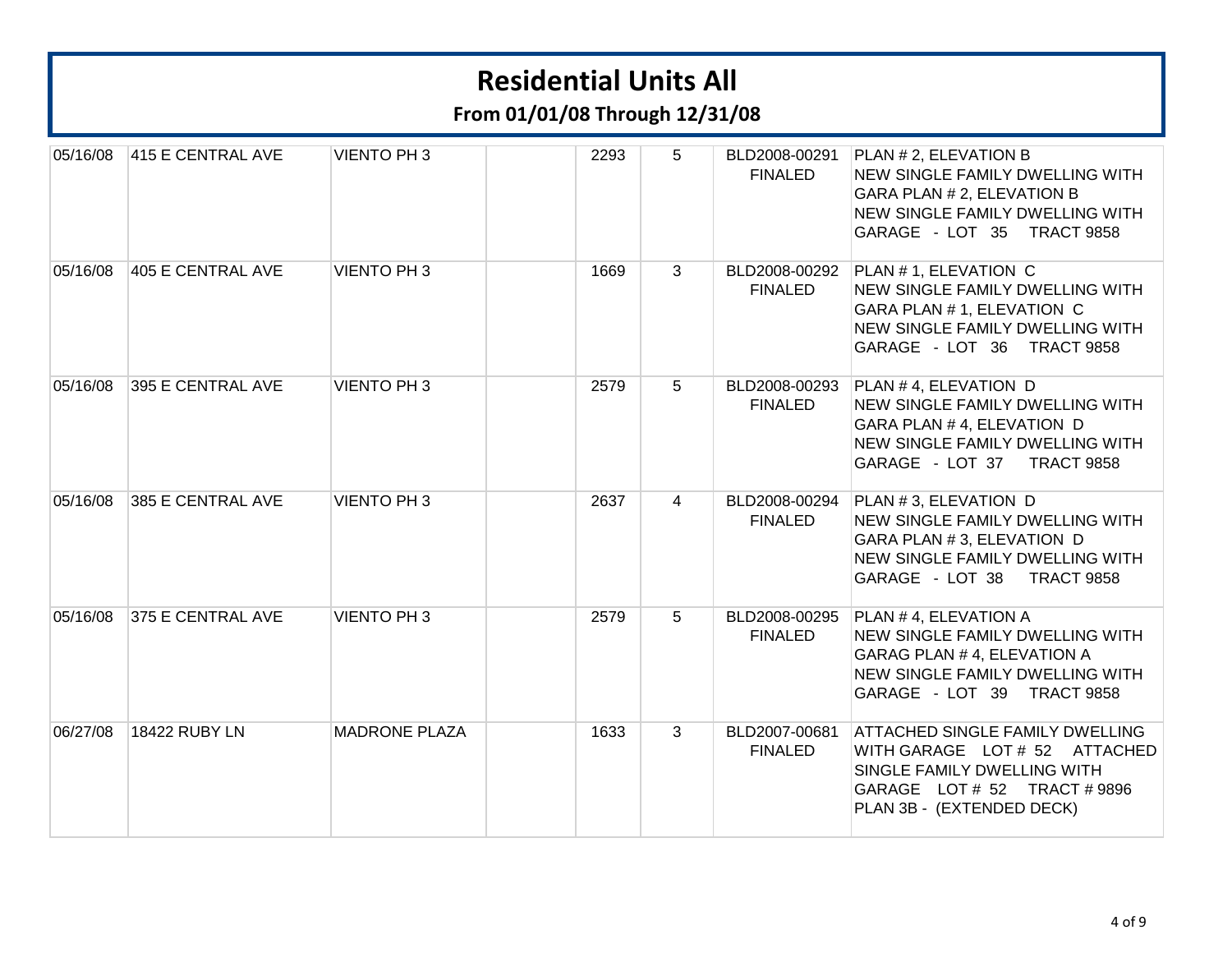# Residential Units All

## From 01/01/08 Through 12/31/08

| | | | | | | | |
|---|---|---|---|---|---|---|---|
| 05/16/08 | 415 E CENTRAL AVE | VIENTO PH 3 | | 2293 | 5 | BLD2008-00291 FINALED | PLAN # 2, ELEVATION B NEW SINGLE FAMILY DWELLING WITH GARA PLAN # 2, ELEVATION B NEW SINGLE FAMILY DWELLING WITH GARAGE - LOT 35 TRACT 9858 |
| 05/16/08 | 405 E CENTRAL AVE | VIENTO PH 3 | | 1669 | 3 | BLD2008-00292 FINALED | PLAN # 1, ELEVATION C NEW SINGLE FAMILY DWELLING WITH GARA PLAN # 1, ELEVATION C NEW SINGLE FAMILY DWELLING WITH GARAGE - LOT 36 TRACT 9858 |
| 05/16/08 | 395 E CENTRAL AVE | VIENTO PH 3 | | 2579 | 5 | BLD2008-00293 FINALED | PLAN # 4, ELEVATION D NEW SINGLE FAMILY DWELLING WITH GARA PLAN # 4, ELEVATION D NEW SINGLE FAMILY DWELLING WITH GARAGE - LOT 37 TRACT 9858 |
| 05/16/08 | 385 E CENTRAL AVE | VIENTO PH 3 | | 2637 | 4 | BLD2008-00294 FINALED | PLAN # 3, ELEVATION D NEW SINGLE FAMILY DWELLING WITH GARA PLAN # 3, ELEVATION D NEW SINGLE FAMILY DWELLING WITH GARAGE - LOT 38 TRACT 9858 |
| 05/16/08 | 375 E CENTRAL AVE | VIENTO PH 3 | | 2579 | 5 | BLD2008-00295 FINALED | PLAN # 4, ELEVATION A NEW SINGLE FAMILY DWELLING WITH GARAG PLAN # 4, ELEVATION A NEW SINGLE FAMILY DWELLING WITH GARAGE - LOT 39 TRACT 9858 |
| 06/27/08 | 18422 RUBY LN | MADRONE PLAZA | | 1633 | 3 | BLD2007-00681 FINALED | ATTACHED SINGLE FAMILY DWELLING WITH GARAGE LOT # 52 ATTACHED SINGLE FAMILY DWELLING WITH GARAGE LOT # 52 TRACT # 9896 PLAN 3B - (EXTENDED DECK) |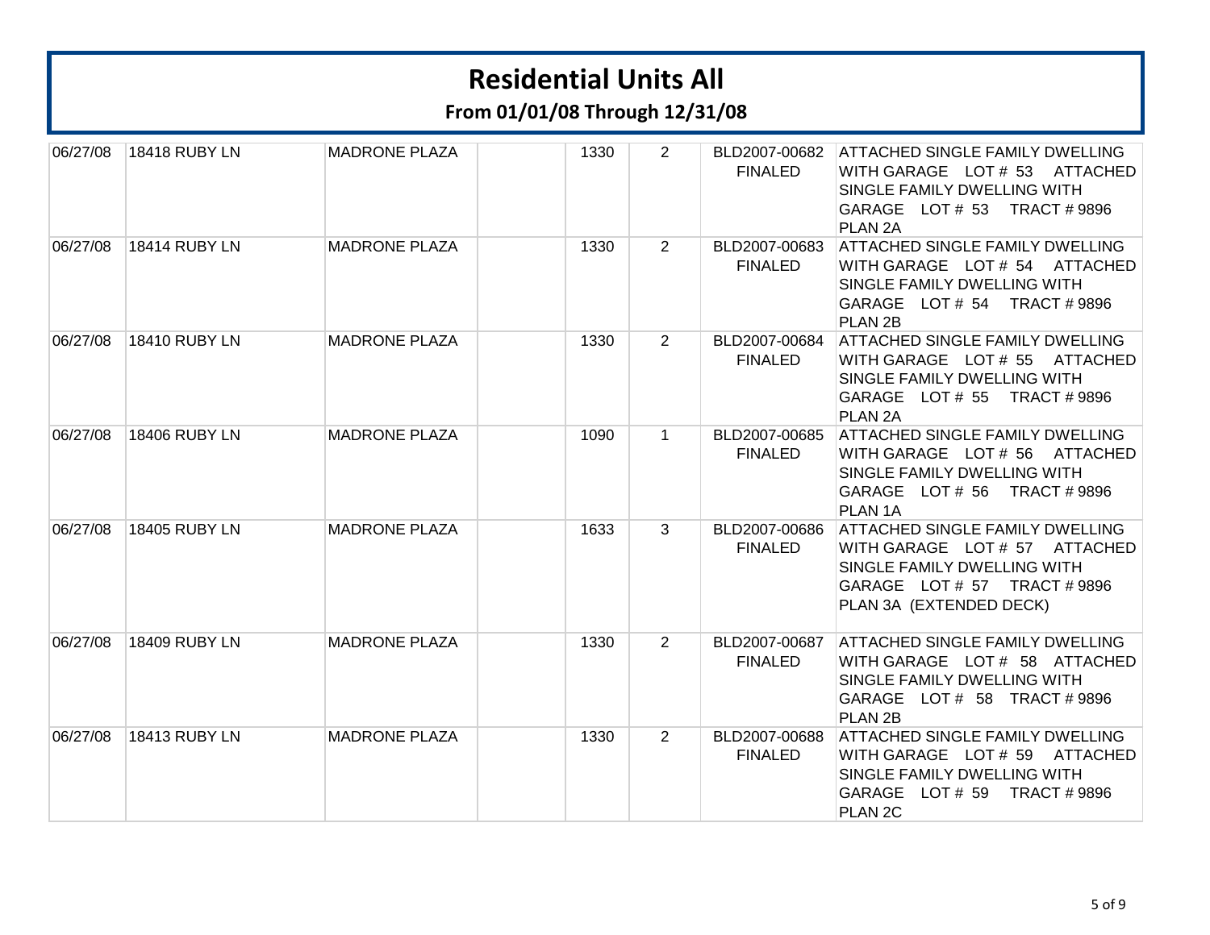# Residential Units All

## From 01/01/08 Through 12/31/08

| | | | | | | | |
|---|---|---|---|---|---|---|---|
| 06/27/08 | 18418 RUBY LN | MADRONE PLAZA | | 1330 | 2 | BLD2007-00682 FINALED | ATTACHED SINGLE FAMILY DWELLING WITH GARAGE LOT # 53 ATTACHED SINGLE FAMILY DWELLING WITH GARAGE LOT # 53 TRACT # 9896 PLAN 2A |
| 06/27/08 | 18414 RUBY LN | MADRONE PLAZA | | 1330 | 2 | BLD2007-00683 FINALED | ATTACHED SINGLE FAMILY DWELLING WITH GARAGE LOT # 54 ATTACHED SINGLE FAMILY DWELLING WITH GARAGE LOT # 54 TRACT # 9896 PLAN 2B |
| 06/27/08 | 18410 RUBY LN | MADRONE PLAZA | | 1330 | 2 | BLD2007-00684 FINALED | ATTACHED SINGLE FAMILY DWELLING WITH GARAGE LOT # 55 ATTACHED SINGLE FAMILY DWELLING WITH GARAGE LOT # 55 TRACT # 9896 PLAN 2A |
| 06/27/08 | 18406 RUBY LN | MADRONE PLAZA | | 1090 | 1 | BLD2007-00685 FINALED | ATTACHED SINGLE FAMILY DWELLING WITH GARAGE LOT # 56 ATTACHED SINGLE FAMILY DWELLING WITH GARAGE LOT # 56 TRACT # 9896 PLAN 1A |
| 06/27/08 | 18405 RUBY LN | MADRONE PLAZA | | 1633 | 3 | BLD2007-00686 FINALED | ATTACHED SINGLE FAMILY DWELLING WITH GARAGE LOT # 57 ATTACHED SINGLE FAMILY DWELLING WITH GARAGE LOT # 57 TRACT # 9896 PLAN 3A (EXTENDED DECK) |
| 06/27/08 | 18409 RUBY LN | MADRONE PLAZA | | 1330 | 2 | BLD2007-00687 FINALED | ATTACHED SINGLE FAMILY DWELLING WITH GARAGE LOT # 58 ATTACHED SINGLE FAMILY DWELLING WITH GARAGE LOT # 58 TRACT # 9896 PLAN 2B |
| 06/27/08 | 18413 RUBY LN | MADRONE PLAZA | | 1330 | 2 | BLD2007-00688 FINALED | ATTACHED SINGLE FAMILY DWELLING WITH GARAGE LOT # 59 ATTACHED SINGLE FAMILY DWELLING WITH GARAGE LOT # 59 TRACT # 9896 PLAN 2C |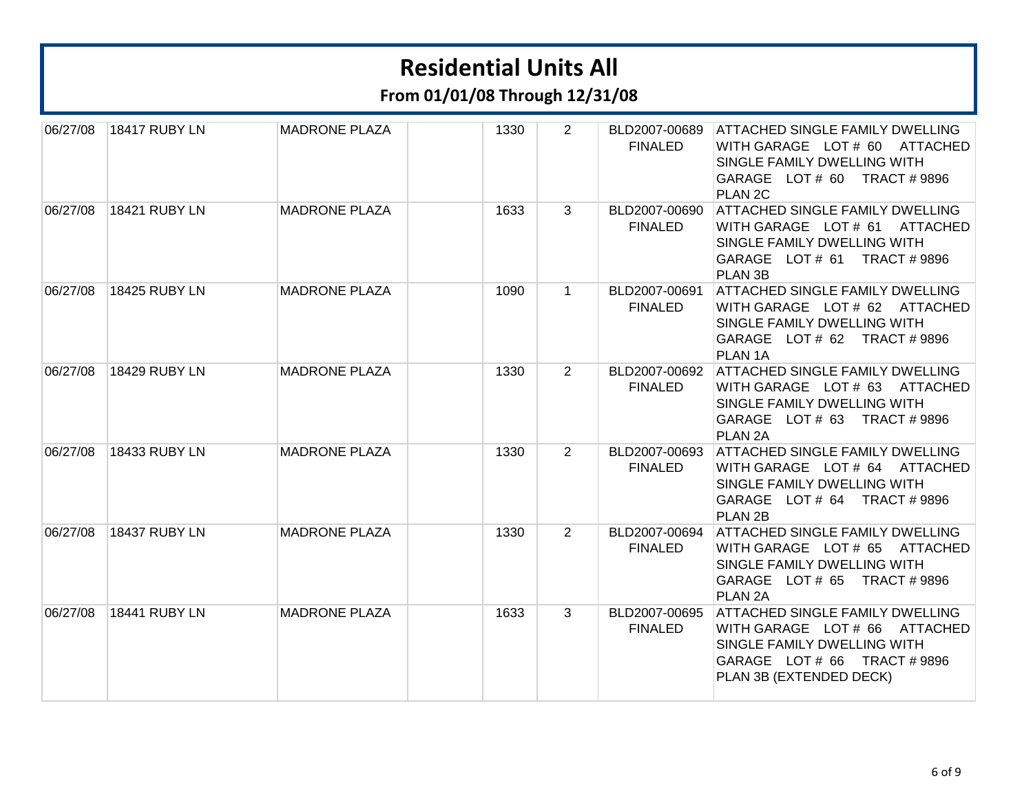# Residential Units All

## From 01/01/08 Through 12/31/08

| | | | | | | | |
|---|---|---|---|---|---|---|---|
| 06/27/08 | 18417 RUBY LN | MADRONE PLAZA | | 1330 | 2 | BLD2007-00689 FINALED | ATTACHED SINGLE FAMILY DWELLING WITH GARAGE LOT # 60 ATTACHED SINGLE FAMILY DWELLING WITH GARAGE LOT # 60 TRACT # 9896 PLAN 2C |
| 06/27/08 | 18421 RUBY LN | MADRONE PLAZA | | 1633 | 3 | BLD2007-00690 FINALED | ATTACHED SINGLE FAMILY DWELLING WITH GARAGE LOT # 61 ATTACHED SINGLE FAMILY DWELLING WITH GARAGE LOT # 61 TRACT # 9896 PLAN 3B |
| 06/27/08 | 18425 RUBY LN | MADRONE PLAZA | | 1090 | 1 | BLD2007-00691 FINALED | ATTACHED SINGLE FAMILY DWELLING WITH GARAGE LOT # 62 ATTACHED SINGLE FAMILY DWELLING WITH GARAGE LOT # 62 TRACT # 9896 PLAN 1A |
| 06/27/08 | 18429 RUBY LN | MADRONE PLAZA | | 1330 | 2 | BLD2007-00692 FINALED | ATTACHED SINGLE FAMILY DWELLING WITH GARAGE LOT # 63 ATTACHED SINGLE FAMILY DWELLING WITH GARAGE LOT # 63 TRACT # 9896 PLAN 2A |
| 06/27/08 | 18433 RUBY LN | MADRONE PLAZA | | 1330 | 2 | BLD2007-00693 FINALED | ATTACHED SINGLE FAMILY DWELLING WITH GARAGE LOT # 64 ATTACHED SINGLE FAMILY DWELLING WITH GARAGE LOT # 64 TRACT # 9896 PLAN 2B |
| 06/27/08 | 18437 RUBY LN | MADRONE PLAZA | | 1330 | 2 | BLD2007-00694 FINALED | ATTACHED SINGLE FAMILY DWELLING WITH GARAGE LOT # 65 ATTACHED SINGLE FAMILY DWELLING WITH GARAGE LOT # 65 TRACT # 9896 PLAN 2A |
| 06/27/08 | 18441 RUBY LN | MADRONE PLAZA | | 1633 | 3 | BLD2007-00695 FINALED | ATTACHED SINGLE FAMILY DWELLING WITH GARAGE LOT # 66 ATTACHED SINGLE FAMILY DWELLING WITH GARAGE LOT # 66 TRACT # 9896 PLAN 3B (EXTENDED DECK) |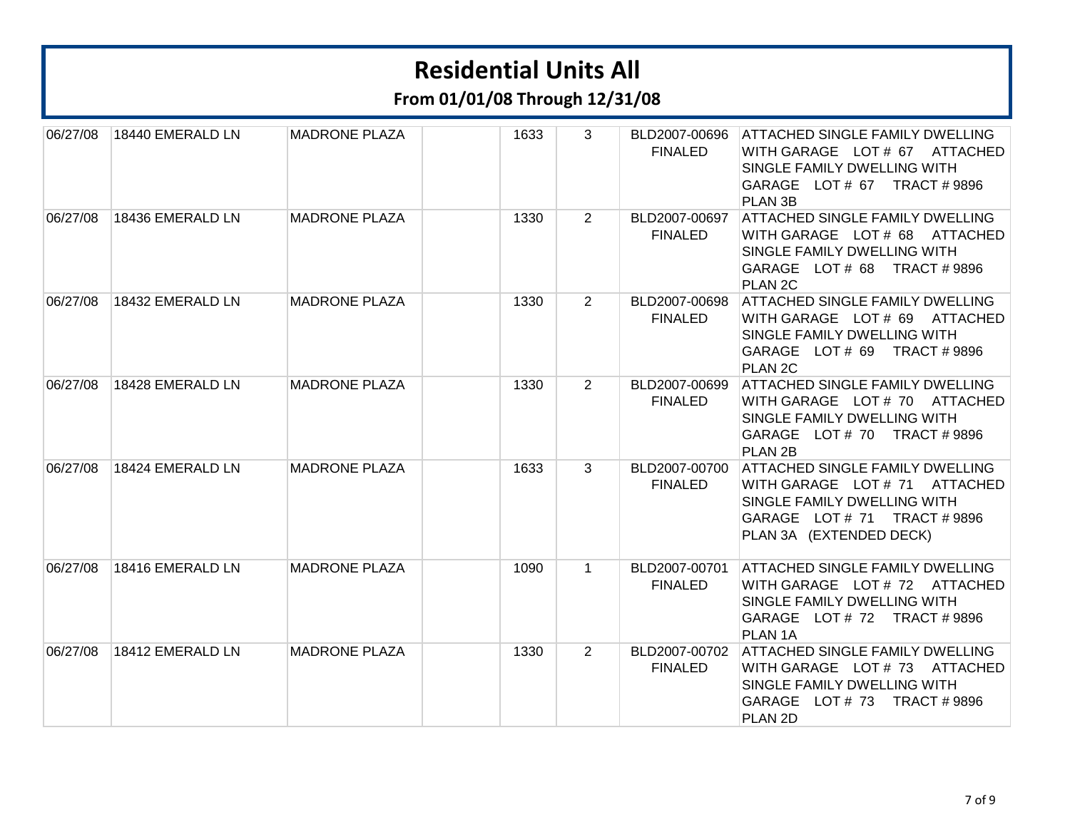# Residential Units All

## From 01/01/08 Through 12/31/08

| | | | | | | | |
|---|---|---|---|---|---|---|---|
| 06/27/08 | 18440 EMERALD LN | MADRONE PLAZA | | 1633 | 3 | BLD2007-00696 FINALED | ATTACHED SINGLE FAMILY DWELLING WITH GARAGE LOT # 67 ATTACHED SINGLE FAMILY DWELLING WITH GARAGE LOT # 67 TRACT # 9896 PLAN 3B |
| 06/27/08 | 18436 EMERALD LN | MADRONE PLAZA | | 1330 | 2 | BLD2007-00697 FINALED | ATTACHED SINGLE FAMILY DWELLING WITH GARAGE LOT # 68 ATTACHED SINGLE FAMILY DWELLING WITH GARAGE LOT # 68 TRACT # 9896 PLAN 2C |
| 06/27/08 | 18432 EMERALD LN | MADRONE PLAZA | | 1330 | 2 | BLD2007-00698 FINALED | ATTACHED SINGLE FAMILY DWELLING WITH GARAGE LOT # 69 ATTACHED SINGLE FAMILY DWELLING WITH GARAGE LOT # 69 TRACT # 9896 PLAN 2C |
| 06/27/08 | 18428 EMERALD LN | MADRONE PLAZA | | 1330 | 2 | BLD2007-00699 FINALED | ATTACHED SINGLE FAMILY DWELLING WITH GARAGE LOT # 70 ATTACHED SINGLE FAMILY DWELLING WITH GARAGE LOT # 70 TRACT # 9896 PLAN 2B |
| 06/27/08 | 18424 EMERALD LN | MADRONE PLAZA | | 1633 | 3 | BLD2007-00700 FINALED | ATTACHED SINGLE FAMILY DWELLING WITH GARAGE LOT # 71 ATTACHED SINGLE FAMILY DWELLING WITH GARAGE LOT # 71 TRACT # 9896 PLAN 3A (EXTENDED DECK) |
| 06/27/08 | 18416 EMERALD LN | MADRONE PLAZA | | 1090 | 1 | BLD2007-00701 FINALED | ATTACHED SINGLE FAMILY DWELLING WITH GARAGE LOT # 72 ATTACHED SINGLE FAMILY DWELLING WITH GARAGE LOT # 72 TRACT # 9896 PLAN 1A |
| 06/27/08 | 18412 EMERALD LN | MADRONE PLAZA | | 1330 | 2 | BLD2007-00702 FINALED | ATTACHED SINGLE FAMILY DWELLING WITH GARAGE LOT # 73 ATTACHED SINGLE FAMILY DWELLING WITH GARAGE LOT # 73 TRACT # 9896 PLAN 2D |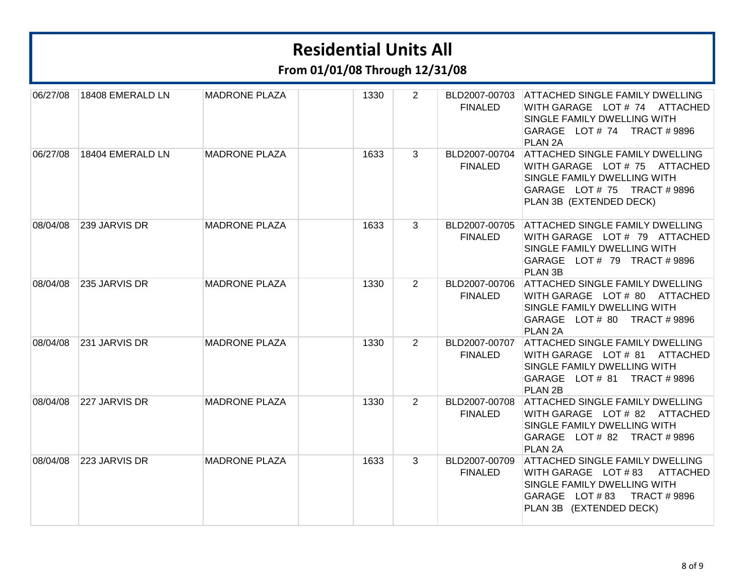# Residential Units All

## From 01/01/08 Through 12/31/08

| | | | | | | | |
|---|---|---|---|---|---|---|---|
| 06/27/08 | 18408 EMERALD LN | MADRONE PLAZA | | 1330 | 2 | BLD2007-00703 FINALED | ATTACHED SINGLE FAMILY DWELLING WITH GARAGE LOT # 74 ATTACHED SINGLE FAMILY DWELLING WITH GARAGE LOT # 74 TRACT # 9896 PLAN 2A |
| 06/27/08 | 18404 EMERALD LN | MADRONE PLAZA | | 1633 | 3 | BLD2007-00704 FINALED | ATTACHED SINGLE FAMILY DWELLING WITH GARAGE LOT # 75 ATTACHED SINGLE FAMILY DWELLING WITH GARAGE LOT # 75 TRACT # 9896 PLAN 3B (EXTENDED DECK) |
| 08/04/08 | 239 JARVIS DR | MADRONE PLAZA | | 1633 | 3 | BLD2007-00705 FINALED | ATTACHED SINGLE FAMILY DWELLING WITH GARAGE LOT # 79 ATTACHED SINGLE FAMILY DWELLING WITH GARAGE LOT # 79 TRACT # 9896 PLAN 3B |
| 08/04/08 | 235 JARVIS DR | MADRONE PLAZA | | 1330 | 2 | BLD2007-00706 FINALED | ATTACHED SINGLE FAMILY DWELLING WITH GARAGE LOT # 80 ATTACHED SINGLE FAMILY DWELLING WITH GARAGE LOT # 80 TRACT # 9896 PLAN 2A |
| 08/04/08 | 231 JARVIS DR | MADRONE PLAZA | | 1330 | 2 | BLD2007-00707 FINALED | ATTACHED SINGLE FAMILY DWELLING WITH GARAGE LOT # 81 ATTACHED SINGLE FAMILY DWELLING WITH GARAGE LOT # 81 TRACT # 9896 PLAN 2B |
| 08/04/08 | 227 JARVIS DR | MADRONE PLAZA | | 1330 | 2 | BLD2007-00708 FINALED | ATTACHED SINGLE FAMILY DWELLING WITH GARAGE LOT # 82 ATTACHED SINGLE FAMILY DWELLING WITH GARAGE LOT # 82 TRACT # 9896 PLAN 2A |
| 08/04/08 | 223 JARVIS DR | MADRONE PLAZA | | 1633 | 3 | BLD2007-00709 FINALED | ATTACHED SINGLE FAMILY DWELLING WITH GARAGE LOT # 83 ATTACHED SINGLE FAMILY DWELLING WITH GARAGE LOT # 83 TRACT # 9896 PLAN 3B (EXTENDED DECK) |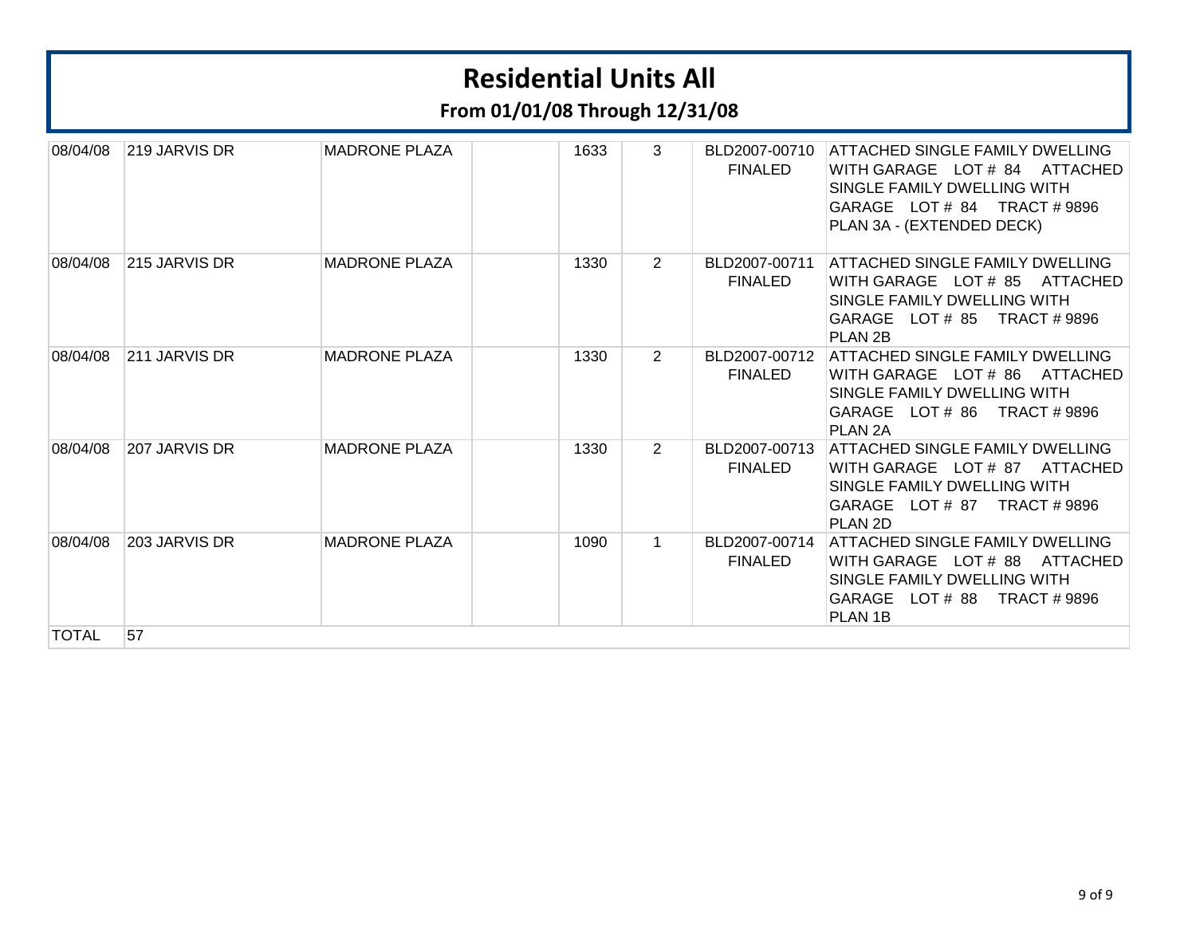# Residential Units All

## From 01/01/08 Through 12/31/08

| | | | | | | | |
|---|---|---|---|---|---|---|---|
| 08/04/08 | 219 JARVIS DR | MADRONE PLAZA | | 1633 | 3 | BLD2007-00710 FINALED | ATTACHED SINGLE FAMILY DWELLING WITH GARAGE LOT # 84 ATTACHED SINGLE FAMILY DWELLING WITH GARAGE LOT # 84 TRACT # 9896 PLAN 3A - (EXTENDED DECK) |
| 08/04/08 | 215 JARVIS DR | MADRONE PLAZA | | 1330 | 2 | BLD2007-00711 FINALED | ATTACHED SINGLE FAMILY DWELLING WITH GARAGE LOT # 85 ATTACHED SINGLE FAMILY DWELLING WITH GARAGE LOT # 85 TRACT # 9896 PLAN 2B |
| 08/04/08 | 211 JARVIS DR | MADRONE PLAZA | | 1330 | 2 | BLD2007-00712 FINALED | ATTACHED SINGLE FAMILY DWELLING WITH GARAGE LOT # 86 ATTACHED SINGLE FAMILY DWELLING WITH GARAGE LOT # 86 TRACT # 9896 PLAN 2A |
| 08/04/08 | 207 JARVIS DR | MADRONE PLAZA | | 1330 | 2 | BLD2007-00713 FINALED | ATTACHED SINGLE FAMILY DWELLING WITH GARAGE LOT # 87 ATTACHED SINGLE FAMILY DWELLING WITH GARAGE LOT # 87 TRACT # 9896 PLAN 2D |
| 08/04/08 | 203 JARVIS DR | MADRONE PLAZA | | 1090 | 1 | BLD2007-00714 FINALED | ATTACHED SINGLE FAMILY DWELLING WITH GARAGE LOT # 88 ATTACHED SINGLE FAMILY DWELLING WITH GARAGE LOT # 88 TRACT # 9896 PLAN 1B |
| TOTAL | 57 | | | | | | |